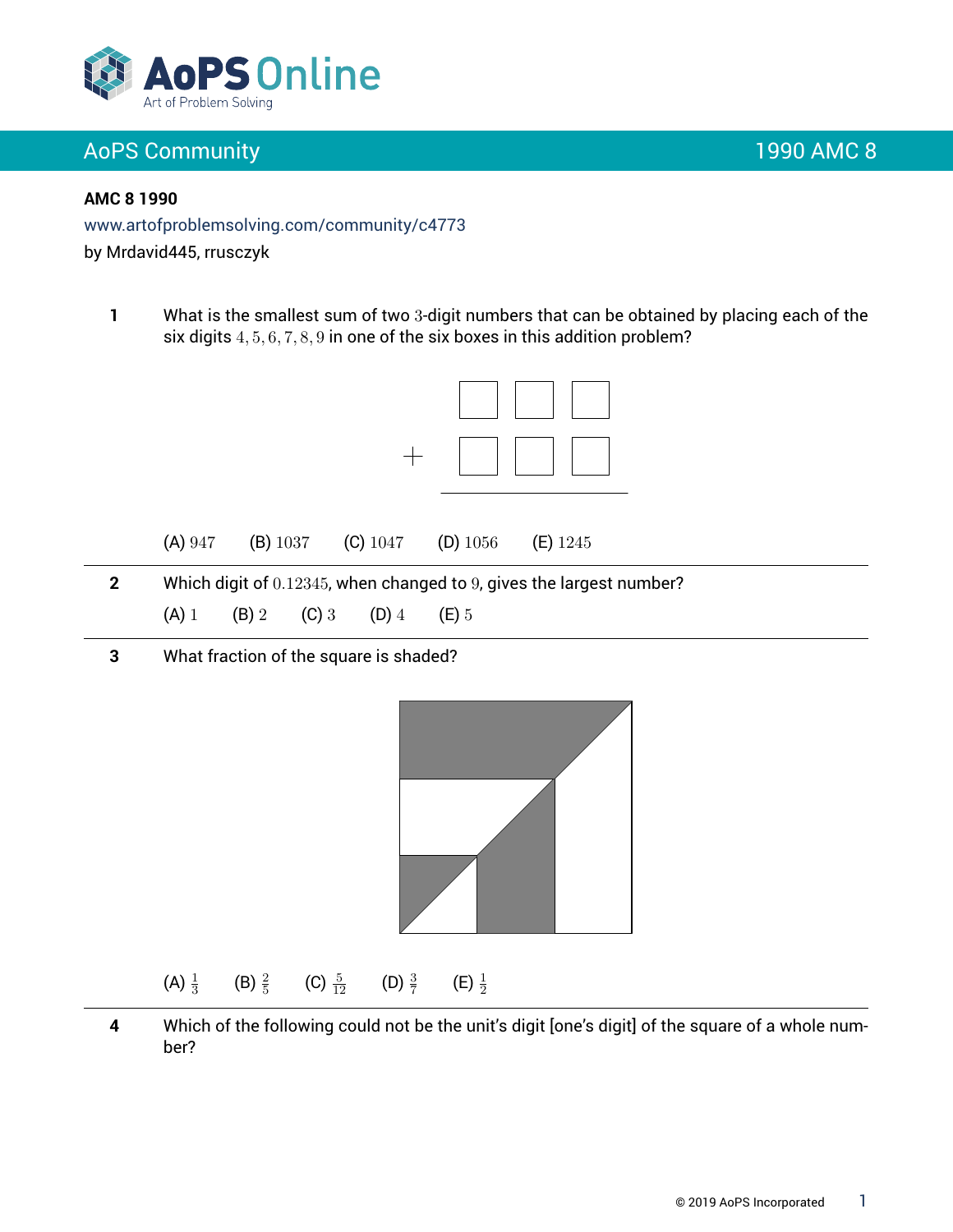**AMC 8 1990**

www.artofproblemsolving.com/community/c4773

by Mrdavid445, rrusczyk

**1** What is the smallest sum of two $3$-digit numbers that can be obtained by placing each of the six digits $4, 5, 6, 7, 8, 9$ in one of the six boxes in this addition problem?

(A) $947$ (B) $1037$ (C) $1047$ (D) $1056$ (E) $1245$

---

**2** Which digit of $0.12345$, when changed to $9$, gives the largest number?

(A) $1$ (B) $2$ (C) $3$ (D) $4$ (E) $5$

---

**3** What fraction of the square is shaded?

(A) $\frac{1}{3}$ (B) $\frac{2}{5}$ (C) $\frac{5}{12}$ (D) $\frac{3}{7}$ (E) $\frac{1}{2}$

---

**4** Which of the following could not be the unit's digit [one's digit] of the square of a whole number?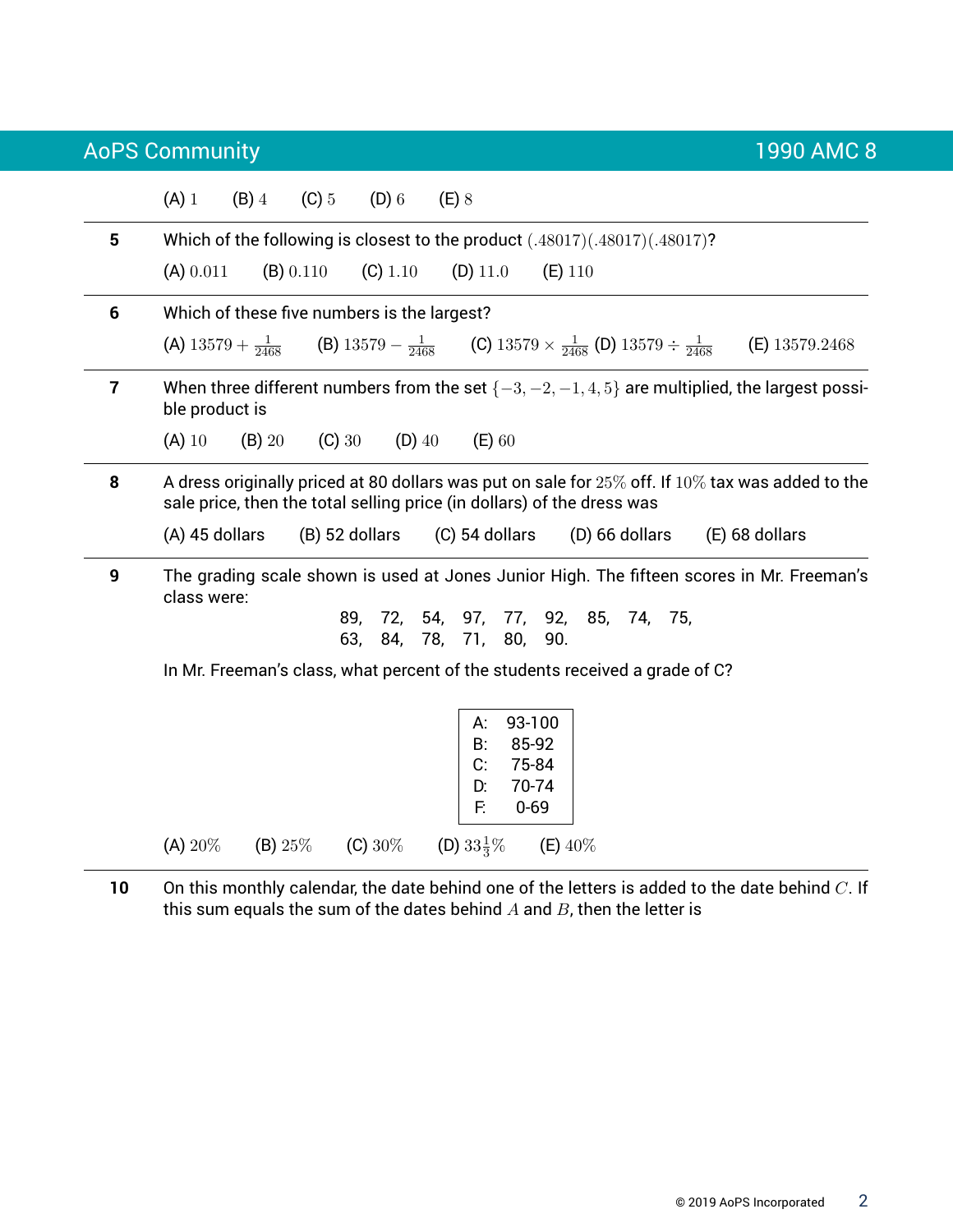(A) $1$ (B) $4$ (C) $5$ (D) $6$ (E) $8$

---

**5** Which of the following is closest to the product $(.48017)(.48017)(.48017)$?

(A) $0.011$ (B) $0.110$ (C) $1.10$ (D) $11.0$ (E) $110$

---

**6** Which of these five numbers is the largest?

(A) $13579 + \frac{1}{2468}$ (B) $13579 - \frac{1}{2468}$ (C) $13579 \times \frac{1}{2468}$ (D) $13579 \div \frac{1}{2468}$ (E) $13579.2468$

---

**7** When three different numbers from the set $\{-3, -2, -1, 4, 5\}$ are multiplied, the largest possible product is

(A) $10$ (B) $20$ (C) $30$ (D) $40$ (E) $60$

---

**8** A dress originally priced at 80 dollars was put on sale for $25\%$ off. If $10\%$ tax was added to the sale price, then the total selling price (in dollars) of the dress was

(A) 45 dollars (B) 52 dollars (C) 54 dollars (D) 66 dollars (E) 68 dollars

---

**9** The grading scale shown is used at Jones Junior High. The fifteen scores in Mr. Freeman's class were:

89, 72, 54, 97, 77, 92, 85, 74, 75,
63, 84, 78, 71, 80, 90.

In Mr. Freeman's class, what percent of the students received a grade of C?

| Grade | Range |
|---|---|
| A: | 93-100 |
| B: | 85-92 |
| C: | 75-84 |
| D: | 70-74 |
| F: | 0-69 |

(A) $20\%$ (B) $25\%$ (C) $30\%$ (D) $33\frac{1}{3}\%$ (E) $40\%$

---

**10** On this monthly calendar, the date behind one of the letters is added to the date behind $C$. If this sum equals the sum of the dates behind $A$ and $B$, then the letter is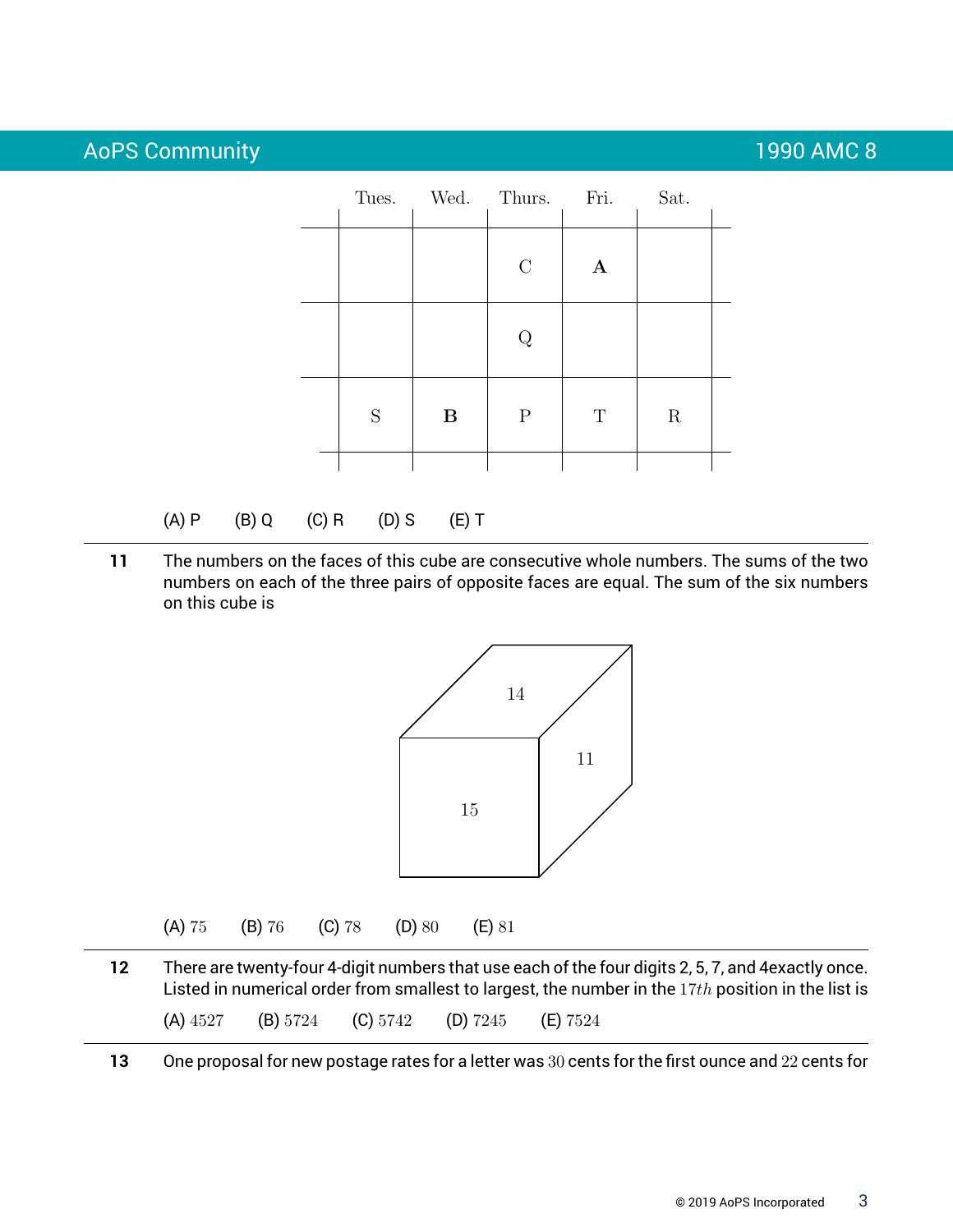| | Tues. | Wed. | Thurs. | Fri. | Sat. |
|---|---|---|---|---|---|
| | | | C | **A** | |
| | | | Q | | |
| | S | **B** | P | T | R |

(A) P (B) Q (C) R (D) S (E) T

---

**11** The numbers on the faces of this cube are consecutive whole numbers. The sums of the two numbers on each of the three pairs of opposite faces are equal. The sum of the six numbers on this cube is

(Cube figure: visible faces labeled 14 (top), 15 (front), 11 (right side).)

(A) $75$ (B) $76$ (C) $78$ (D) $80$ (E) $81$

---

**12** There are twenty-four 4-digit numbers that use each of the four digits 2, 5, 7, and 4exactly once. Listed in numerical order from smallest to largest, the number in the $17th$ position in the list is

(A) $4527$ (B) $5724$ (C) $5742$ (D) $7245$ (E) $7524$

---

**13** One proposal for new postage rates for a letter was $30$ cents for the first ounce and $22$ cents for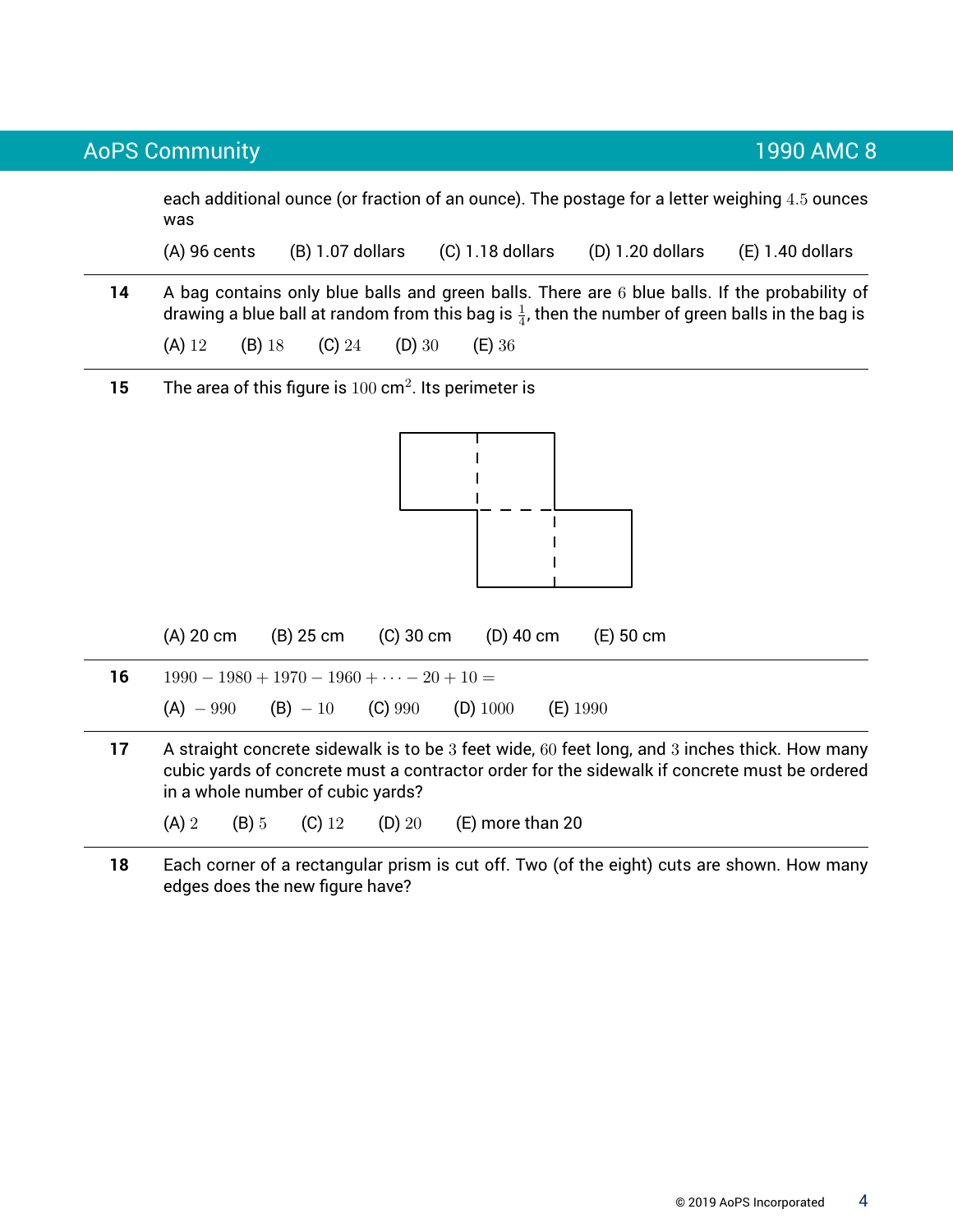each additional ounce (or fraction of an ounce). The postage for a letter weighing $4.5$ ounces was

(A) 96 cents (B) 1.07 dollars (C) 1.18 dollars (D) 1.20 dollars (E) 1.40 dollars

---

**14** A bag contains only blue balls and green balls. There are $6$ blue balls. If the probability of drawing a blue ball at random from this bag is $\frac{1}{4}$, then the number of green balls in the bag is

(A) $12$ (B) $18$ (C) $24$ (D) $30$ (E) $36$

---

**15** The area of this figure is $100$ cm$^2$. Its perimeter is

(A) 20 cm (B) 25 cm (C) 30 cm (D) 40 cm (E) 50 cm

---

**16** $1990 - 1980 + 1970 - 1960 + \cdots - 20 + 10 =$

(A) $-990$ (B) $-10$ (C) $990$ (D) $1000$ (E) $1990$

---

**17** A straight concrete sidewalk is to be $3$ feet wide, $60$ feet long, and $3$ inches thick. How many cubic yards of concrete must a contractor order for the sidewalk if concrete must be ordered in a whole number of cubic yards?

(A) $2$ (B) $5$ (C) $12$ (D) $20$ (E) more than 20

---

**18** Each corner of a rectangular prism is cut off. Two (of the eight) cuts are shown. How many edges does the new figure have?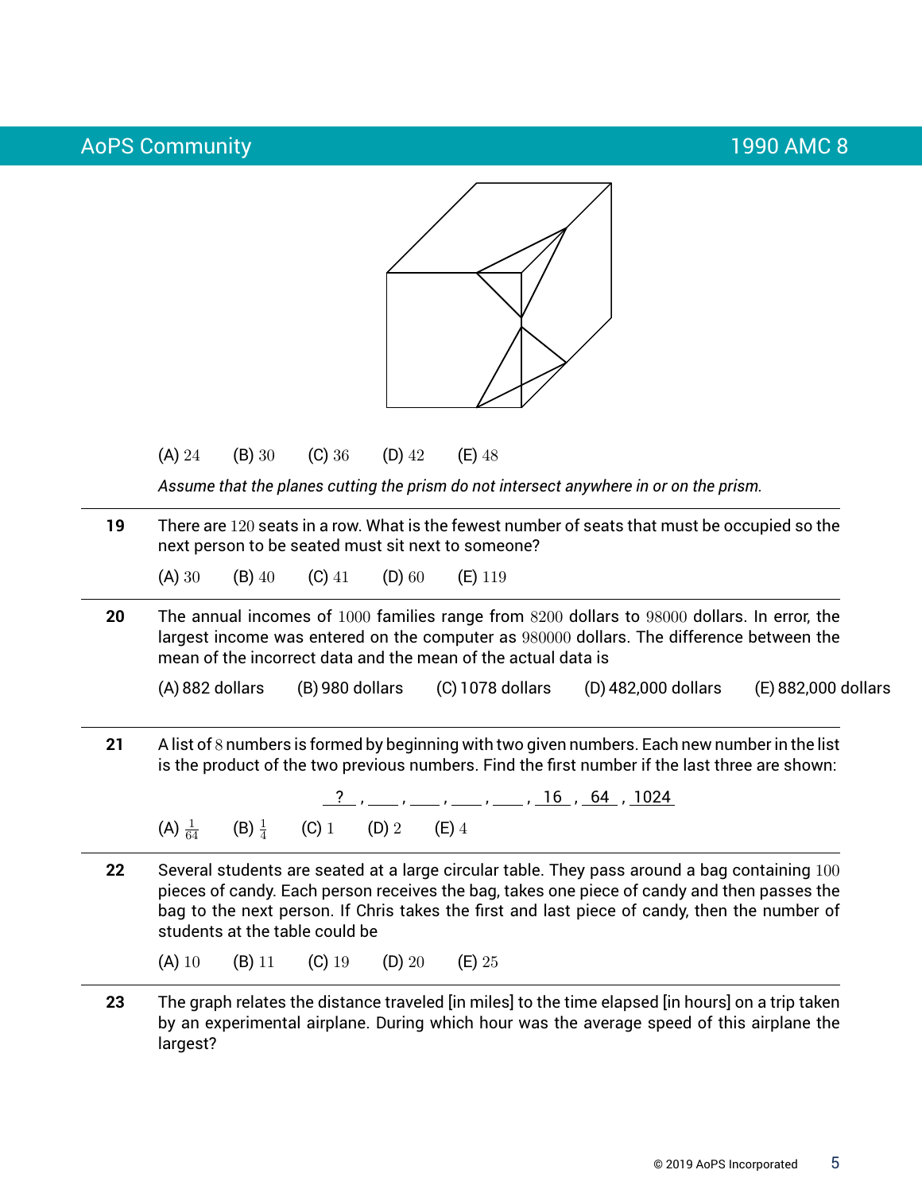(A) 24 (B) 30 (C) 36 (D) 42 (E) 48

*Assume that the planes cutting the prism do not intersect anywhere in or on the prism.*

---

**19** There are $120$ seats in a row. What is the fewest number of seats that must be occupied so the next person to be seated must sit next to someone?

(A) $30$ (B) $40$ (C) $41$ (D) $60$ (E) $119$

---

**20** The annual incomes of $1000$ families range from $8200$ dollars to $98000$ dollars. In error, the largest income was entered on the computer as $980000$ dollars. The difference between the mean of the incorrect data and the mean of the actual data is

(A) 882 dollars (B) 980 dollars (C) 1078 dollars (D) 482,000 dollars (E) 882,000 dollars

---

**21** A list of $8$ numbers is formed by beginning with two given numbers. Each new number in the list is the product of the two previous numbers. Find the first number if the last three are shown:

? , \_\_\_ , \_\_\_ , \_\_\_ , \_\_\_ , 16 , 64 , 1024

(A) $\frac{1}{64}$ (B) $\frac{1}{4}$ (C) $1$ (D) $2$ (E) $4$

---

**22** Several students are seated at a large circular table. They pass around a bag containing $100$ pieces of candy. Each person receives the bag, takes one piece of candy and then passes the bag to the next person. If Chris takes the first and last piece of candy, then the number of students at the table could be

(A) $10$ (B) $11$ (C) $19$ (D) $20$ (E) $25$

---

**23** The graph relates the distance traveled [in miles] to the time elapsed [in hours] on a trip taken by an experimental airplane. During which hour was the average speed of this airplane the largest?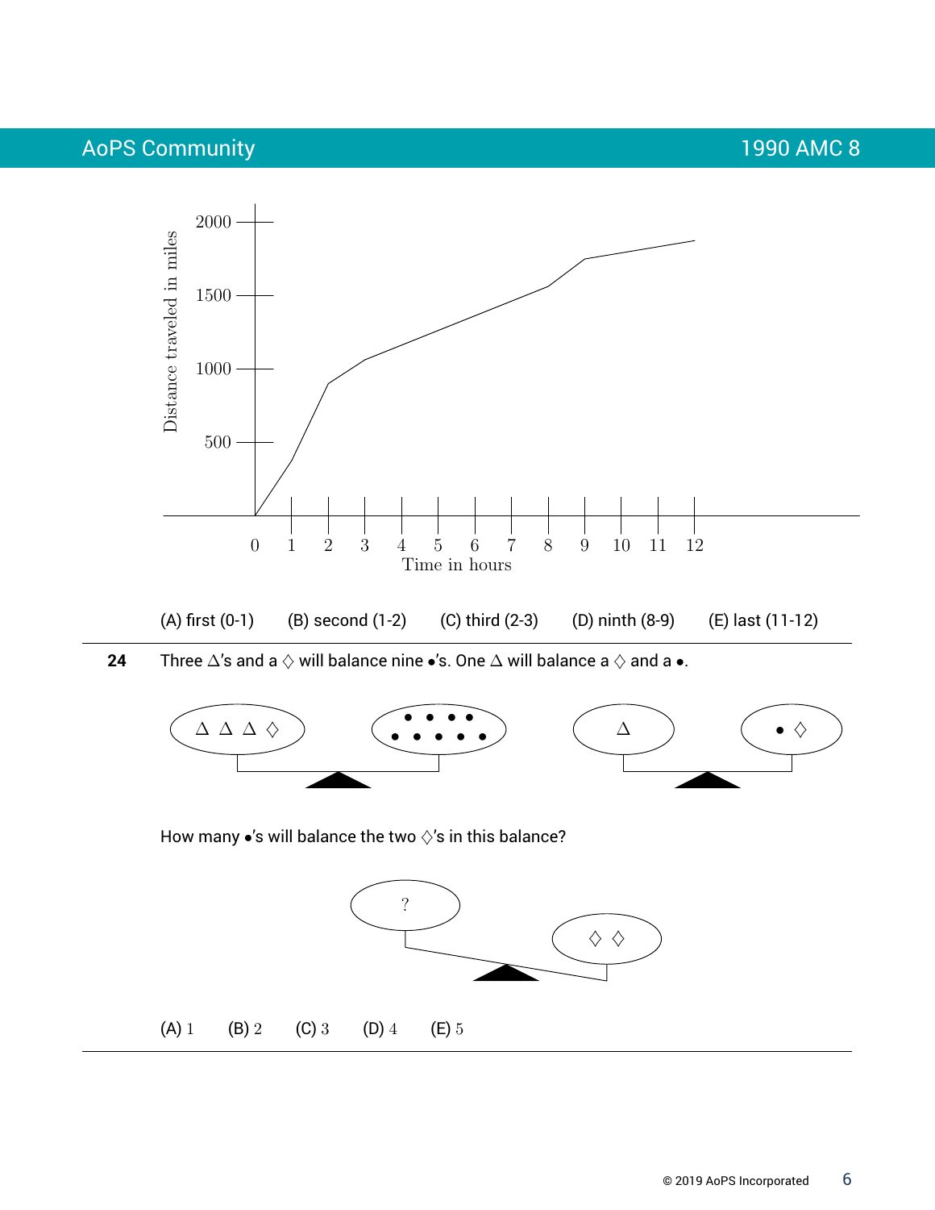(A) first (0-1) (B) second (1-2) (C) third (2-3) (D) ninth (8-9) (E) last (11-12)

---

**24** Three $\Delta$'s and a $\diamondsuit$ will balance nine $\bullet$'s. One $\Delta$ will balance a $\diamondsuit$ and a $\bullet$.

How many $\bullet$'s will balance the two $\diamondsuit$'s in this balance?

(A) 1 (B) 2 (C) 3 (D) 4 (E) 5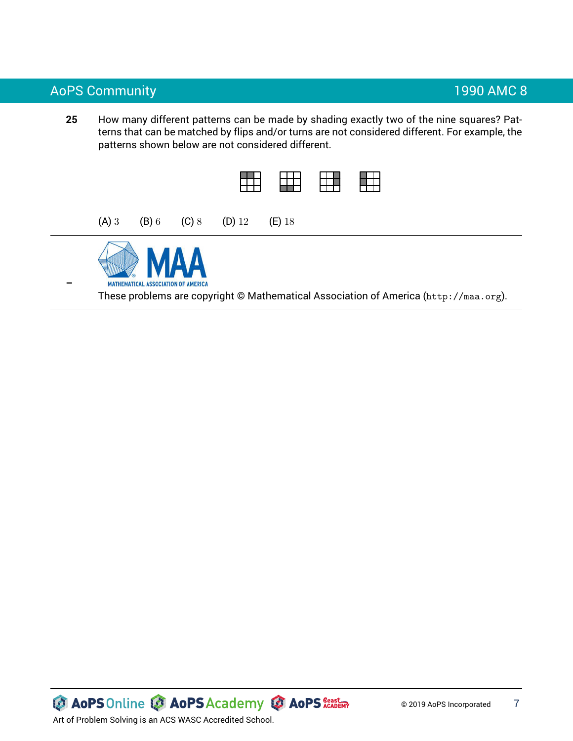**25** How many different patterns can be made by shading exactly two of the nine squares? Patterns that can be matched by flips and/or turns are not considered different. For example, the patterns shown below are not considered different.

(A) 3 (B) 6 (C) 8 (D) 12 (E) 18

---

– These problems are copyright © Mathematical Association of America (http://maa.org).